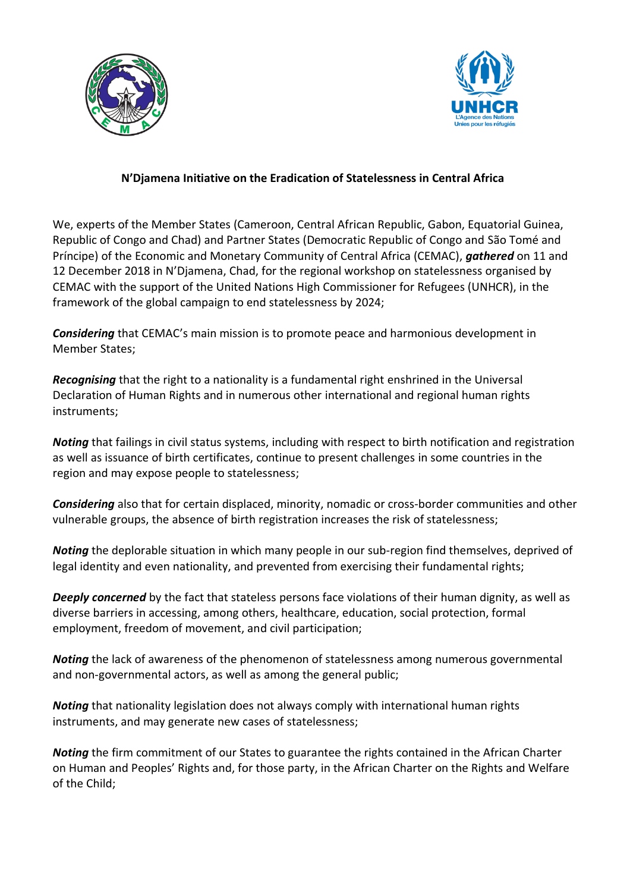**N'Djamena Initiative on the Eradication of Statelessness in Central Africa**

We, experts of the Member States (Cameroon, Central African Republic, Gabon, Equatorial Guinea, Republic of Congo and Chad) and Partner States (Democratic Republic of Congo and São Tomé and Príncipe) of the Economic and Monetary Community of Central Africa (CEMAC), ***gathered*** on 11 and 12 December 2018 in N'Djamena, Chad, for the regional workshop on statelessness organised by CEMAC with the support of the United Nations High Commissioner for Refugees (UNHCR), in the framework of the global campaign to end statelessness by 2024;

***Considering*** that CEMAC's main mission is to promote peace and harmonious development in Member States;

***Recognising*** that the right to a nationality is a fundamental right enshrined in the Universal Declaration of Human Rights and in numerous other international and regional human rights instruments;

***Noting*** that failings in civil status systems, including with respect to birth notification and registration as well as issuance of birth certificates, continue to present challenges in some countries in the region and may expose people to statelessness;

***Considering*** also that for certain displaced, minority, nomadic or cross-border communities and other vulnerable groups, the absence of birth registration increases the risk of statelessness;

***Noting*** the deplorable situation in which many people in our sub-region find themselves, deprived of legal identity and even nationality, and prevented from exercising their fundamental rights;

***Deeply concerned*** by the fact that stateless persons face violations of their human dignity, as well as diverse barriers in accessing, among others, healthcare, education, social protection, formal employment, freedom of movement, and civil participation;

***Noting*** the lack of awareness of the phenomenon of statelessness among numerous governmental and non-governmental actors, as well as among the general public;

***Noting*** that nationality legislation does not always comply with international human rights instruments, and may generate new cases of statelessness;

***Noting*** the firm commitment of our States to guarantee the rights contained in the African Charter on Human and Peoples' Rights and, for those party, in the African Charter on the Rights and Welfare of the Child;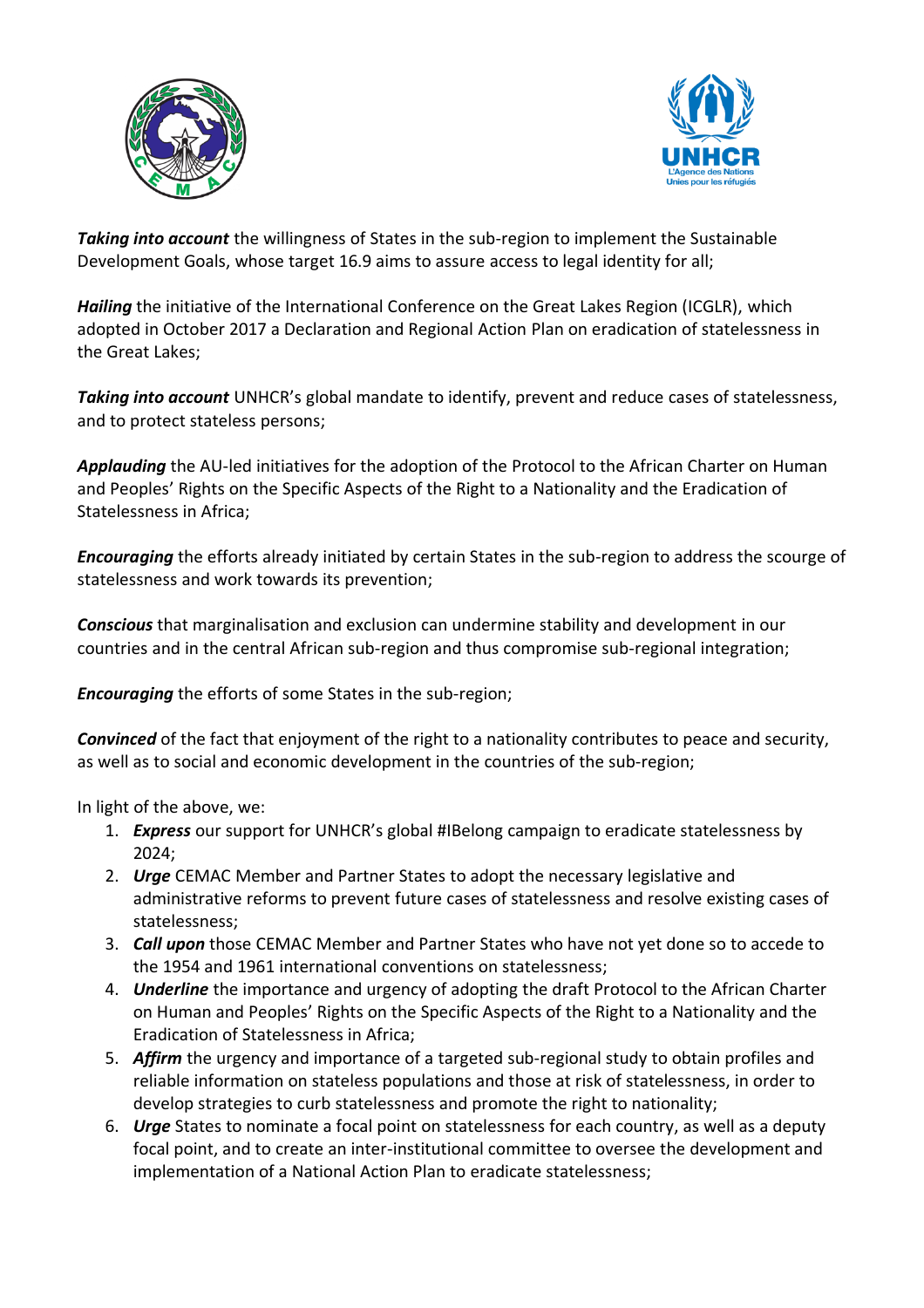***Taking into account*** the willingness of States in the sub-region to implement the Sustainable Development Goals, whose target 16.9 aims to assure access to legal identity for all;

***Hailing*** the initiative of the International Conference on the Great Lakes Region (ICGLR), which adopted in October 2017 a Declaration and Regional Action Plan on eradication of statelessness in the Great Lakes;

***Taking into account*** UNHCR's global mandate to identify, prevent and reduce cases of statelessness, and to protect stateless persons;

***Applauding*** the AU-led initiatives for the adoption of the Protocol to the African Charter on Human and Peoples' Rights on the Specific Aspects of the Right to a Nationality and the Eradication of Statelessness in Africa;

***Encouraging*** the efforts already initiated by certain States in the sub-region to address the scourge of statelessness and work towards its prevention;

***Conscious*** that marginalisation and exclusion can undermine stability and development in our countries and in the central African sub-region and thus compromise sub-regional integration;

***Encouraging*** the efforts of some States in the sub-region;

***Convinced*** of the fact that enjoyment of the right to a nationality contributes to peace and security, as well as to social and economic development in the countries of the sub-region;

In light of the above, we:

1. ***Express*** our support for UNHCR's global #IBelong campaign to eradicate statelessness by 2024;
2. ***Urge*** CEMAC Member and Partner States to adopt the necessary legislative and administrative reforms to prevent future cases of statelessness and resolve existing cases of statelessness;
3. ***Call upon*** those CEMAC Member and Partner States who have not yet done so to accede to the 1954 and 1961 international conventions on statelessness;
4. ***Underline*** the importance and urgency of adopting the draft Protocol to the African Charter on Human and Peoples' Rights on the Specific Aspects of the Right to a Nationality and the Eradication of Statelessness in Africa;
5. ***Affirm*** the urgency and importance of a targeted sub-regional study to obtain profiles and reliable information on stateless populations and those at risk of statelessness, in order to develop strategies to curb statelessness and promote the right to nationality;
6. ***Urge*** States to nominate a focal point on statelessness for each country, as well as a deputy focal point, and to create an inter-institutional committee to oversee the development and implementation of a National Action Plan to eradicate statelessness;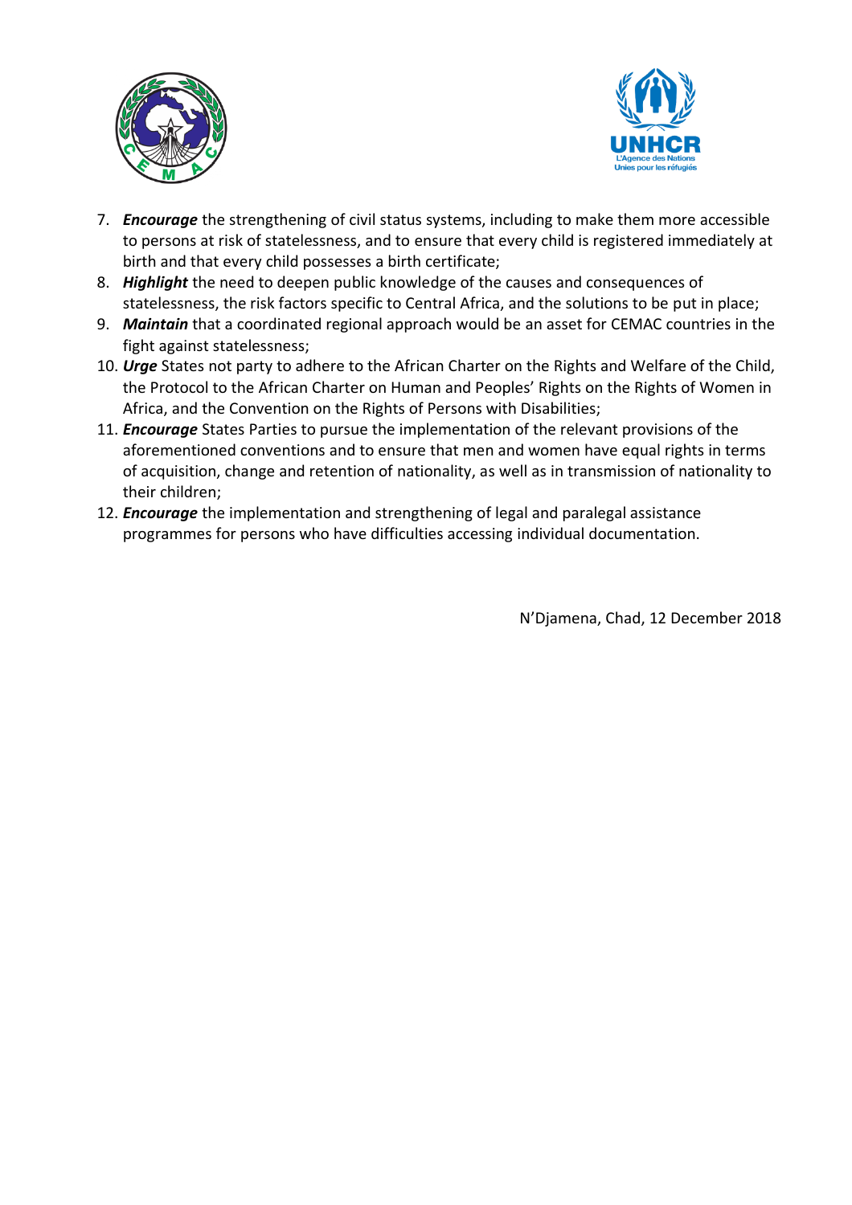7. ***Encourage*** the strengthening of civil status systems, including to make them more accessible to persons at risk of statelessness, and to ensure that every child is registered immediately at birth and that every child possesses a birth certificate;
8. ***Highlight*** the need to deepen public knowledge of the causes and consequences of statelessness, the risk factors specific to Central Africa, and the solutions to be put in place;
9. ***Maintain*** that a coordinated regional approach would be an asset for CEMAC countries in the fight against statelessness;
10. ***Urge*** States not party to adhere to the African Charter on the Rights and Welfare of the Child, the Protocol to the African Charter on Human and Peoples' Rights on the Rights of Women in Africa, and the Convention on the Rights of Persons with Disabilities;
11. ***Encourage*** States Parties to pursue the implementation of the relevant provisions of the aforementioned conventions and to ensure that men and women have equal rights in terms of acquisition, change and retention of nationality, as well as in transmission of nationality to their children;
12. ***Encourage*** the implementation and strengthening of legal and paralegal assistance programmes for persons who have difficulties accessing individual documentation.

N'Djamena, Chad, 12 December 2018